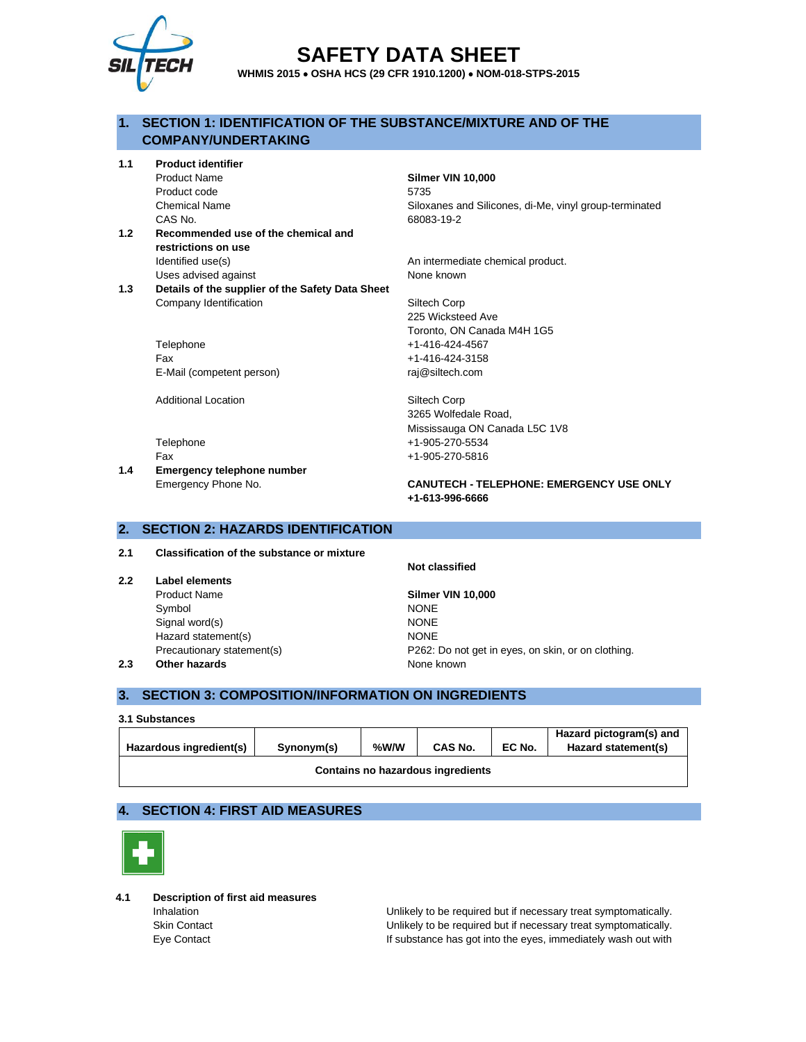# SAFETY DATA SHEET

**WHMIS 2015 • OSHA HCS (29 CFR 1910.1200) • NOM-018-STPS-2015**

## 1. SECTION 1: IDENTIFICATION OF THE SUBSTANCE/MIXTURE AND OF THE COMPANY/UNDERTAKING

**1.1 Product identifier**

| | |
|---|---|
| Product Name | **Silmer VIN 10,000** |
| Product code | 5735 |
| Chemical Name | Siloxanes and Silicones, di-Me, vinyl group-terminated |
| CAS No. | 68083-19-2 |

**1.2 Recommended use of the chemical and restrictions on use**

| | |
|---|---|
| Identified use(s) | An intermediate chemical product. |
| Uses advised against | None known |

**1.3 Details of the supplier of the Safety Data Sheet**

| | |
|---|---|
| Company Identification | Siltech Corp<br>225 Wicksteed Ave<br>Toronto, ON Canada M4H 1G5 |
| Telephone | +1-416-424-4567 |
| Fax | +1-416-424-3158 |
| E-Mail (competent person) | raj@siltech.com |
| Additional Location | Siltech Corp<br>3265 Wolfedale Road,<br>Mississauga ON Canada L5C 1V8 |
| Telephone | +1-905-270-5534 |
| Fax | +1-905-270-5816 |

**1.4 Emergency telephone number**

| | |
|---|---|
| Emergency Phone No. | **CANUTECH - TELEPHONE: EMERGENCY USE ONLY +1-613-996-6666** |

## 2. SECTION 2: HAZARDS IDENTIFICATION

**2.1 Classification of the substance or mixture**

**Not classified**

**2.2 Label elements**

| | |
|---|---|
| Product Name | **Silmer VIN 10,000** |
| Symbol | NONE |
| Signal word(s) | NONE |
| Hazard statement(s) | NONE |
| Precautionary statement(s) | P262: Do not get in eyes, on skin, or on clothing. |

**2.3 Other hazards** None known

## 3. SECTION 3: COMPOSITION/INFORMATION ON INGREDIENTS

**3.1 Substances**

| Hazardous ingredient(s) | Synonym(s) | %W/W | CAS No. | EC No. | Hazard pictogram(s) and Hazard statement(s) |
|---|---|---|---|---|---|
| **Contains no hazardous ingredients** | | | | | |

## 4. SECTION 4: FIRST AID MEASURES

**4.1 Description of first aid measures**

| | |
|---|---|
| Inhalation | Unlikely to be required but if necessary treat symptomatically. |
| Skin Contact | Unlikely to be required but if necessary treat symptomatically. |
| Eye Contact | If substance has got into the eyes, immediately wash out with |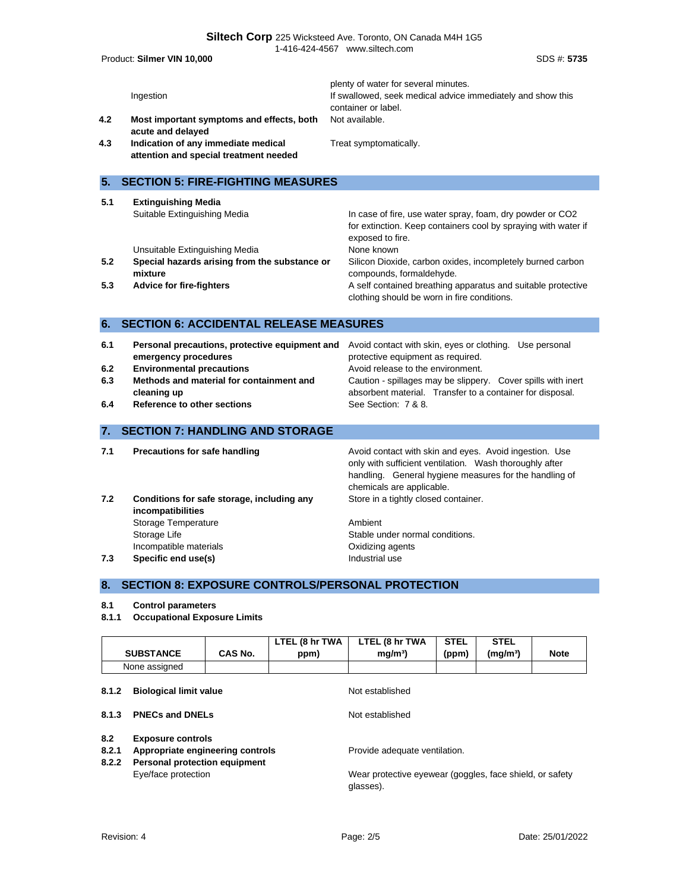| | | |
|---|---|---|
| | | plenty of water for several minutes. |
| | Ingestion | If swallowed, seek medical advice immediately and show this container or label. |
| **4.2** | **Most important symptoms and effects, both acute and delayed** | Not available. |
| **4.3** | **Indication of any immediate medical attention and special treatment needed** | Treat symptomatically. |

## 5. SECTION 5: FIRE-FIGHTING MEASURES

| | | |
|---|---|---|
| **5.1** | **Extinguishing Media** | |
| | Suitable Extinguishing Media | In case of fire, use water spray, foam, dry powder or $CO_2$ for extinction. Keep containers cool by spraying with water if exposed to fire. |
| | Unsuitable Extinguishing Media | None known |
| **5.2** | **Special hazards arising from the substance or mixture** | Silicon Dioxide, carbon oxides, incompletely burned carbon compounds, formaldehyde. |
| **5.3** | **Advice for fire-fighters** | A self contained breathing apparatus and suitable protective clothing should be worn in fire conditions. |

## 6. SECTION 6: ACCIDENTAL RELEASE MEASURES

| | | |
|---|---|---|
| **6.1** | **Personal precautions, protective equipment and emergency procedures** | Avoid contact with skin, eyes or clothing. Use personal protective equipment as required. |
| **6.2** | **Environmental precautions** | Avoid release to the environment. |
| **6.3** | **Methods and material for containment and cleaning up** | Caution - spillages may be slippery. Cover spills with inert absorbent material. Transfer to a container for disposal. |
| **6.4** | **Reference to other sections** | See Section: 7 & 8. |

## 7. SECTION 7: HANDLING AND STORAGE

| | | |
|---|---|---|
| **7.1** | **Precautions for safe handling** | Avoid contact with skin and eyes. Avoid ingestion. Use only with sufficient ventilation. Wash thoroughly after handling. General hygiene measures for the handling of chemicals are applicable. |
| **7.2** | **Conditions for safe storage, including any incompatibilities** | Store in a tightly closed container. |
| | Storage Temperature | Ambient |
| | Storage Life | Stable under normal conditions. |
| | Incompatible materials | Oxidizing agents |
| **7.3** | **Specific end use(s)** | Industrial use |

## 8. SECTION 8: EXPOSURE CONTROLS/PERSONAL PROTECTION

**8.1 Control parameters**

**8.1.1 Occupational Exposure Limits**

| SUBSTANCE | CAS No. | LTEL (8 hr TWA ppm) | LTEL (8 hr TWA mg/m³) | STEL (ppm) | STEL (mg/m³) | Note |
|---|---|---|---|---|---|---|
| None assigned | | | | | | |

| | | |
|---|---|---|
| **8.1.2** | **Biological limit value** | Not established |
| **8.1.3** | **PNECs and DNELs** | Not established |
| **8.2** | **Exposure controls** | |
| **8.2.1** | **Appropriate engineering controls** | Provide adequate ventilation. |
| **8.2.2** | **Personal protection equipment** | |
| | Eye/face protection | Wear protective eyewear (goggles, face shield, or safety glasses). |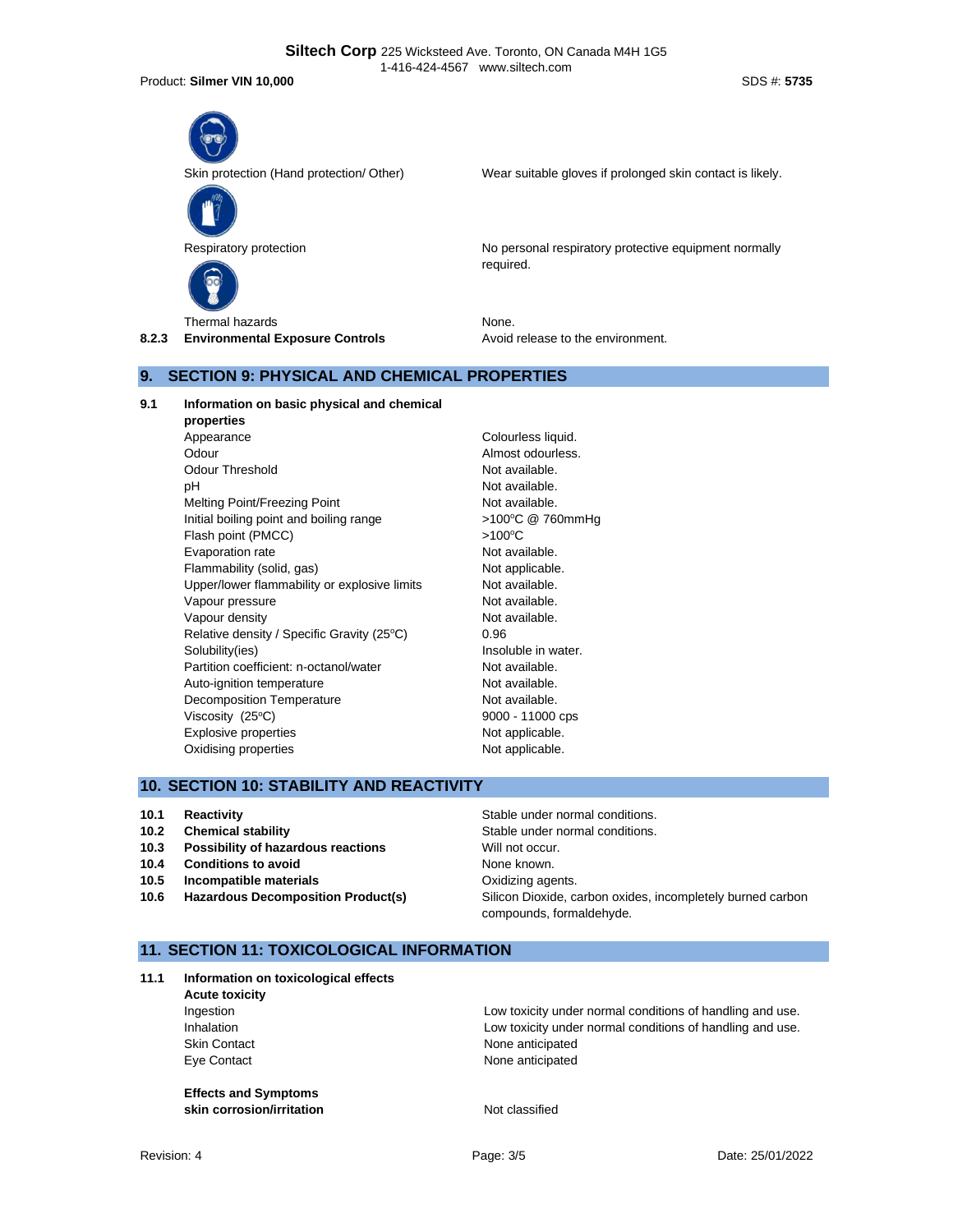| | |
|---|---|
| Skin protection (Hand protection/ Other) | Wear suitable gloves if prolonged skin contact is likely. |
| Respiratory protection | No personal respiratory protective equipment normally required. |
| Thermal hazards | None. |

**8.2.3 Environmental Exposure Controls** — Avoid release to the environment.

## 9. SECTION 9: PHYSICAL AND CHEMICAL PROPERTIES

**9.1 Information on basic physical and chemical properties**

| | |
|---|---|
| Appearance | Colourless liquid. |
| Odour | Almost odourless. |
| Odour Threshold | Not available. |
| pH | Not available. |
| Melting Point/Freezing Point | Not available. |
| Initial boiling point and boiling range | >100°C @ 760mmHg |
| Flash point (PMCC) | >100°C |
| Evaporation rate | Not available. |
| Flammability (solid, gas) | Not applicable. |
| Upper/lower flammability or explosive limits | Not available. |
| Vapour pressure | Not available. |
| Vapour density | Not available. |
| Relative density / Specific Gravity (25°C) | 0.96 |
| Solubility(ies) | Insoluble in water. |
| Partition coefficient: n-octanol/water | Not available. |
| Auto-ignition temperature | Not available. |
| Decomposition Temperature | Not available. |
| Viscosity (25°C) | 9000 - 11000 cps |
| Explosive properties | Not applicable. |
| Oxidising properties | Not applicable. |

## 10. SECTION 10: STABILITY AND REACTIVITY

| | | |
|---|---|---|
| 10.1 | **Reactivity** | Stable under normal conditions. |
| 10.2 | **Chemical stability** | Stable under normal conditions. |
| 10.3 | **Possibility of hazardous reactions** | Will not occur. |
| 10.4 | **Conditions to avoid** | None known. |
| 10.5 | **Incompatible materials** | Oxidizing agents. |
| 10.6 | **Hazardous Decomposition Product(s)** | Silicon Dioxide, carbon oxides, incompletely burned carbon compounds, formaldehyde. |

## 11. SECTION 11: TOXICOLOGICAL INFORMATION

**11.1 Information on toxicological effects**

**Acute toxicity**

| | |
|---|---|
| Ingestion | Low toxicity under normal conditions of handling and use. |
| Inhalation | Low toxicity under normal conditions of handling and use. |
| Skin Contact | None anticipated |
| Eye Contact | None anticipated |

**Effects and Symptoms**

**skin corrosion/irritation** — Not classified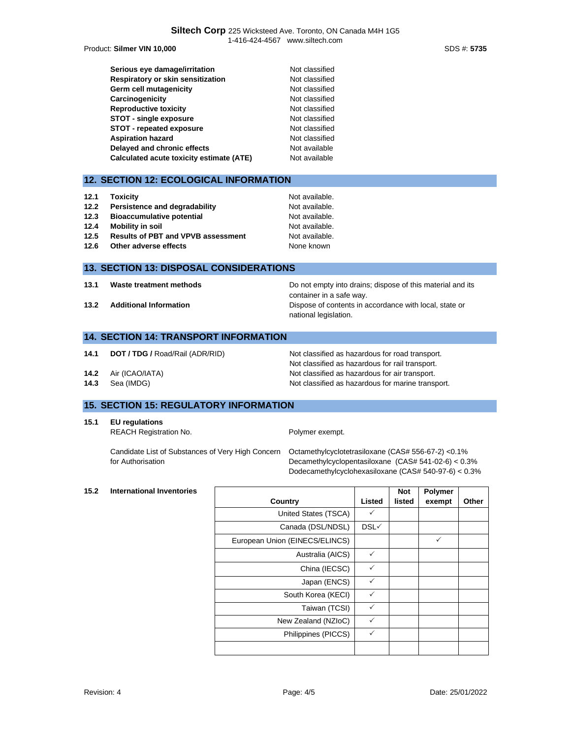| | |
|---|---|
| **Serious eye damage/irritation** | Not classified |
| **Respiratory or skin sensitization** | Not classified |
| **Germ cell mutagenicity** | Not classified |
| **Carcinogenicity** | Not classified |
| **Reproductive toxicity** | Not classified |
| **STOT - single exposure** | Not classified |
| **STOT - repeated exposure** | Not classified |
| **Aspiration hazard** | Not classified |
| **Delayed and chronic effects** | Not available |
| **Calculated acute toxicity estimate (ATE)** | Not available |

## 12. SECTION 12: ECOLOGICAL INFORMATION

| | | |
|---|---|---|
| **12.1** | **Toxicity** | Not available. |
| **12.2** | **Persistence and degradability** | Not available. |
| **12.3** | **Bioaccumulative potential** | Not available. |
| **12.4** | **Mobility in soil** | Not available. |
| **12.5** | **Results of PBT and VPVB assessment** | Not available. |
| **12.6** | **Other adverse effects** | None known |

## 13. SECTION 13: DISPOSAL CONSIDERATIONS

| | | |
|---|---|---|
| **13.1** | **Waste treatment methods** | Do not empty into drains; dispose of this material and its container in a safe way. |
| **13.2** | **Additional Information** | Dispose of contents in accordance with local, state or national legislation. |

## 14. SECTION 14: TRANSPORT INFORMATION

| | | |
|---|---|---|
| **14.1** | **DOT / TDG /** Road/Rail (ADR/RID) | Not classified as hazardous for road transport. Not classified as hazardous for rail transport. |
| **14.2** | Air (ICAO/IATA) | Not classified as hazardous for air transport. |
| **14.3** | Sea (IMDG) | Not classified as hazardous for marine transport. |

## 15. SECTION 15: REGULATORY INFORMATION

**15.1 EU regulations**

REACH Registration No. — Polymer exempt.

Candidate List of Substances of Very High Concern for Authorisation — Octamethylcyclotetrasiloxane (CAS# 556-67-2) <0.1%
Decamethylcyclopentasiloxane (CAS# 541-02-6) < 0.3%
Dodecamethylcyclohexasiloxane (CAS# 540-97-6) < 0.3%

**15.2 International Inventories**

| Country | Listed | Not listed | Polymer exempt | Other |
|---|---|---|---|---|
| United States (TSCA) | ✓ | | | |
| Canada (DSL/NDSL) | DSL✓ | | | |
| European Union (EINECS/ELINCS) | | | ✓ | |
| Australia (AICS) | ✓ | | | |
| China (IECSC) | ✓ | | | |
| Japan (ENCS) | ✓ | | | |
| South Korea (KECI) | ✓ | | | |
| Taiwan (TCSI) | ✓ | | | |
| New Zealand (NZIoC) | ✓ | | | |
| Philippines (PICCS) | ✓ | | | |
| | | | | |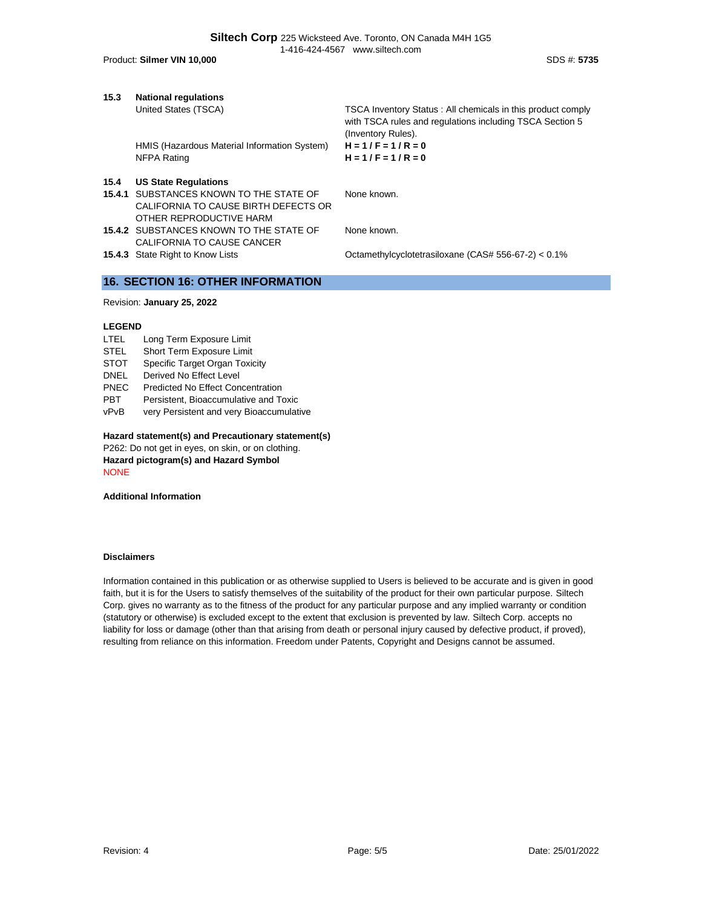**15.3 National regulations**

| | |
|---|---|
| United States (TSCA) | TSCA Inventory Status : All chemicals in this product comply with TSCA rules and regulations including TSCA Section 5 (Inventory Rules). |
| HMIS (Hazardous Material Information System) | **H = 1 / F = 1 / R = 0** |
| NFPA Rating | **H = 1 / F = 1 / R = 0** |

**15.4 US State Regulations**

| | |
|---|---|
| **15.4.1** SUBSTANCES KNOWN TO THE STATE OF CALIFORNIA TO CAUSE BIRTH DEFECTS OR OTHER REPRODUCTIVE HARM | None known. |
| **15.4.2** SUBSTANCES KNOWN TO THE STATE OF CALIFORNIA TO CAUSE CANCER | None known. |
| **15.4.3** State Right to Know Lists | Octamethylcyclotetrasiloxane (CAS# 556-67-2) < 0.1% |

## 16. SECTION 16: OTHER INFORMATION

Revision: **January 25, 2022**

**LEGEND**

| | |
|---|---|
| LTEL | Long Term Exposure Limit |
| STEL | Short Term Exposure Limit |
| STOT | Specific Target Organ Toxicity |
| DNEL | Derived No Effect Level |
| PNEC | Predicted No Effect Concentration |
| PBT | Persistent, Bioaccumulative and Toxic |
| vPvB | very Persistent and very Bioaccumulative |

**Hazard statement(s) and Precautionary statement(s)**

P262: Do not get in eyes, on skin, or on clothing.

**Hazard pictogram(s) and Hazard Symbol**

NONE

**Additional Information**

**Disclaimers**

Information contained in this publication or as otherwise supplied to Users is believed to be accurate and is given in good faith, but it is for the Users to satisfy themselves of the suitability of the product for their own particular purpose. Siltech Corp. gives no warranty as to the fitness of the product for any particular purpose and any implied warranty or condition (statutory or otherwise) is excluded except to the extent that exclusion is prevented by law. Siltech Corp. accepts no liability for loss or damage (other than that arising from death or personal injury caused by defective product, if proved), resulting from reliance on this information. Freedom under Patents, Copyright and Designs cannot be assumed.